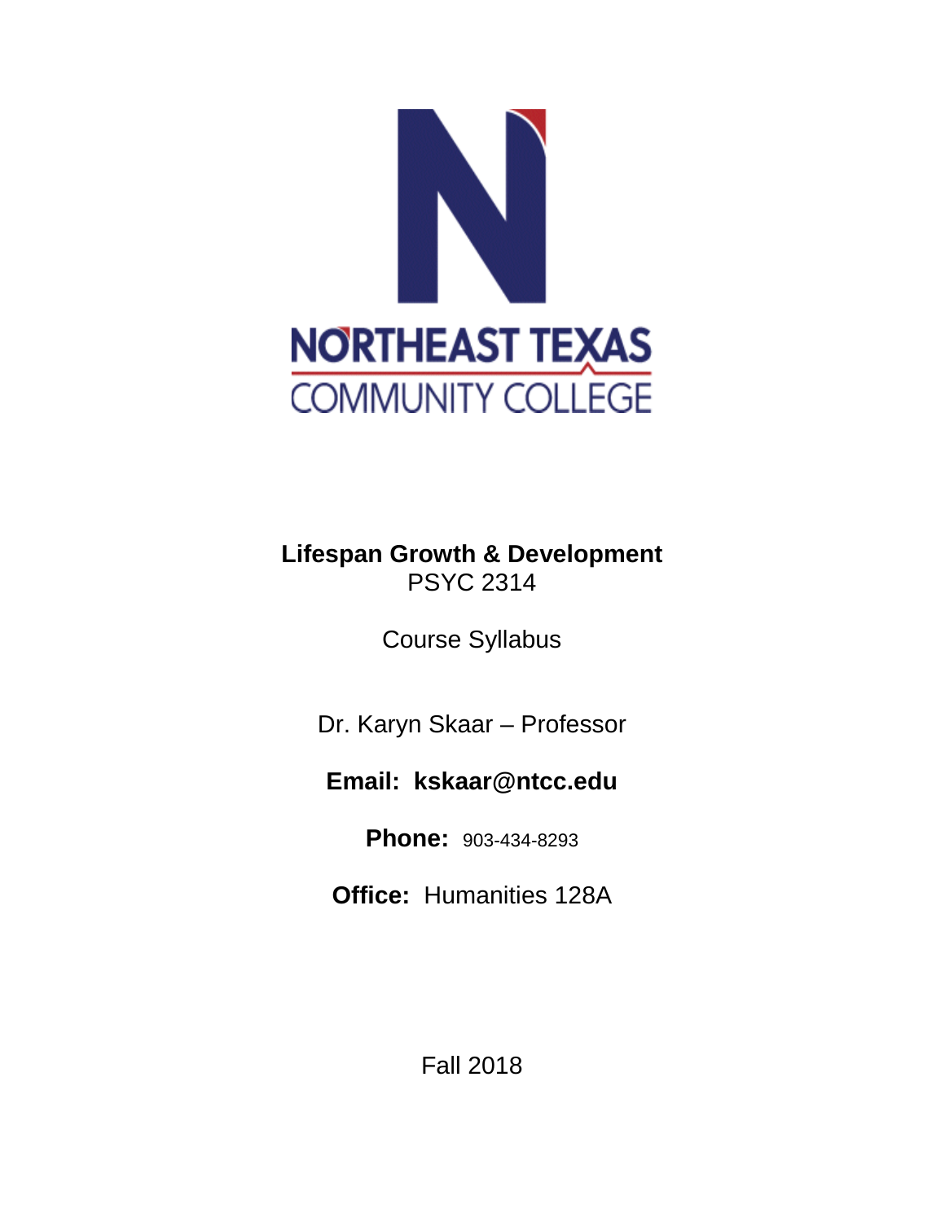NORTHEAST TEXAS
COMMUNITY COLLEGE

**Lifespan Growth & Development**
PSYC 2314

Course Syllabus

Dr. Karyn Skaar – Professor

**Email: kskaar@ntcc.edu**

**Phone:** 903-434-8293

**Office:** Humanities 128A

Fall 2018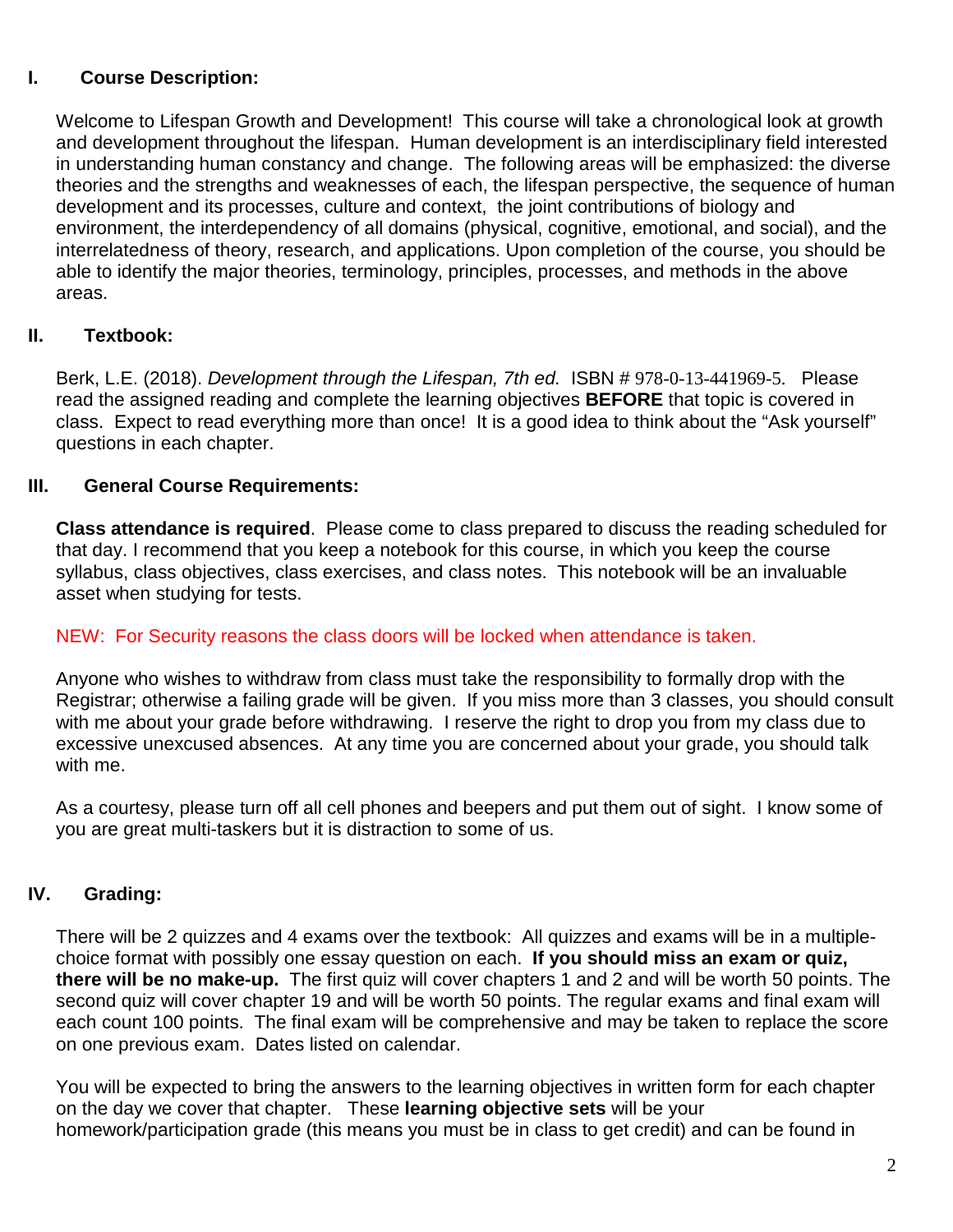## I. Course Description:

Welcome to Lifespan Growth and Development! This course will take a chronological look at growth and development throughout the lifespan. Human development is an interdisciplinary field interested in understanding human constancy and change. The following areas will be emphasized: the diverse theories and the strengths and weaknesses of each, the lifespan perspective, the sequence of human development and its processes, culture and context, the joint contributions of biology and environment, the interdependency of all domains (physical, cognitive, emotional, and social), and the interrelatedness of theory, research, and applications. Upon completion of the course, you should be able to identify the major theories, terminology, principles, processes, and methods in the above areas.

## II. Textbook:

Berk, L.E. (2018). *Development through the Lifespan, 7th ed.* ISBN # 978-0-13-441969-5. Please read the assigned reading and complete the learning objectives **BEFORE** that topic is covered in class. Expect to read everything more than once! It is a good idea to think about the "Ask yourself" questions in each chapter.

## III. General Course Requirements:

**Class attendance is required**. Please come to class prepared to discuss the reading scheduled for that day. I recommend that you keep a notebook for this course, in which you keep the course syllabus, class objectives, class exercises, and class notes. This notebook will be an invaluable asset when studying for tests.

NEW: For Security reasons the class doors will be locked when attendance is taken.

Anyone who wishes to withdraw from class must take the responsibility to formally drop with the Registrar; otherwise a failing grade will be given. If you miss more than 3 classes, you should consult with me about your grade before withdrawing. I reserve the right to drop you from my class due to excessive unexcused absences. At any time you are concerned about your grade, you should talk with me.

As a courtesy, please turn off all cell phones and beepers and put them out of sight. I know some of you are great multi-taskers but it is distraction to some of us.

## IV. Grading:

There will be 2 quizzes and 4 exams over the textbook: All quizzes and exams will be in a multiple-choice format with possibly one essay question on each. **If you should miss an exam or quiz, there will be no make-up.** The first quiz will cover chapters 1 and 2 and will be worth 50 points. The second quiz will cover chapter 19 and will be worth 50 points. The regular exams and final exam will each count 100 points. The final exam will be comprehensive and may be taken to replace the score on one previous exam. Dates listed on calendar.

You will be expected to bring the answers to the learning objectives in written form for each chapter on the day we cover that chapter. These **learning objective sets** will be your homework/participation grade (this means you must be in class to get credit) and can be found in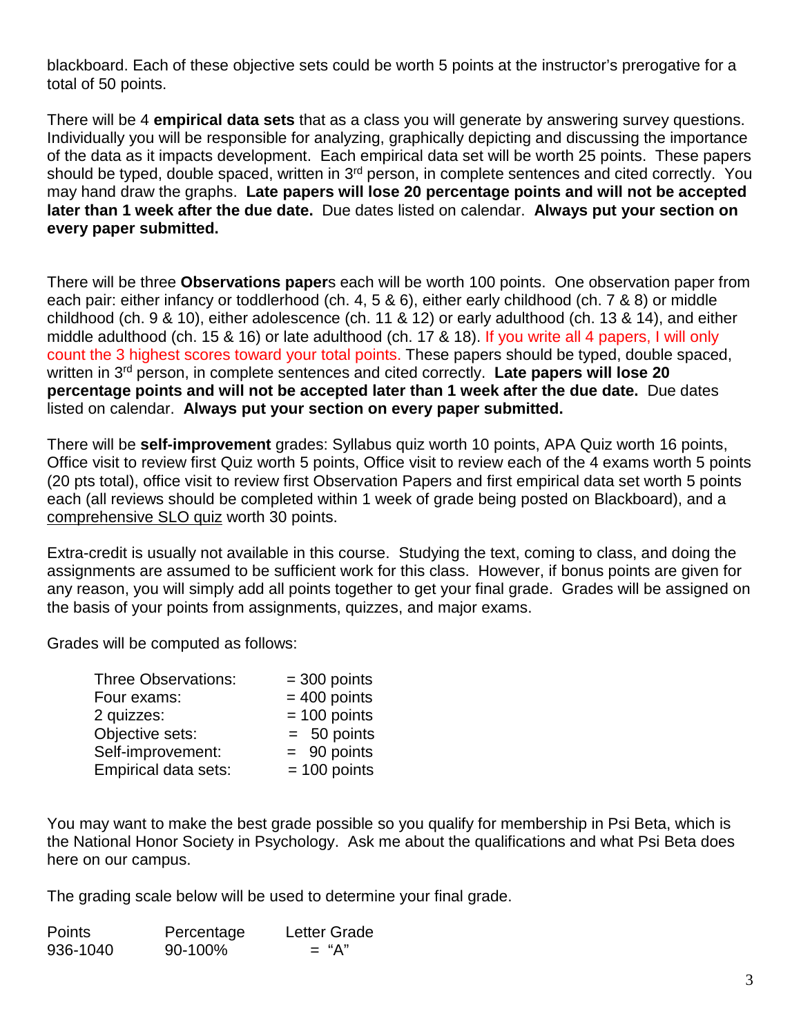blackboard. Each of these objective sets could be worth 5 points at the instructor's prerogative for a total of 50 points.

There will be 4 **empirical data sets** that as a class you will generate by answering survey questions. Individually you will be responsible for analyzing, graphically depicting and discussing the importance of the data as it impacts development. Each empirical data set will be worth 25 points. These papers should be typed, double spaced, written in 3rd person, in complete sentences and cited correctly. You may hand draw the graphs. **Late papers will lose 20 percentage points and will not be accepted later than 1 week after the due date.** Due dates listed on calendar. **Always put your section on every paper submitted.**

There will be three **Observations paper**s each will be worth 100 points. One observation paper from each pair: either infancy or toddlerhood (ch. 4, 5 & 6), either early childhood (ch. 7 & 8) or middle childhood (ch. 9 & 10), either adolescence (ch. 11 & 12) or early adulthood (ch. 13 & 14), and either middle adulthood (ch. 15 & 16) or late adulthood (ch. 17 & 18). If you write all 4 papers, I will only count the 3 highest scores toward your total points. These papers should be typed, double spaced, written in 3rd person, in complete sentences and cited correctly. **Late papers will lose 20 percentage points and will not be accepted later than 1 week after the due date.** Due dates listed on calendar. **Always put your section on every paper submitted.**

There will be **self-improvement** grades: Syllabus quiz worth 10 points, APA Quiz worth 16 points, Office visit to review first Quiz worth 5 points, Office visit to review each of the 4 exams worth 5 points (20 pts total), office visit to review first Observation Papers and first empirical data set worth 5 points each (all reviews should be completed within 1 week of grade being posted on Blackboard), and a comprehensive SLO quiz worth 30 points.

Extra-credit is usually not available in this course. Studying the text, coming to class, and doing the assignments are assumed to be sufficient work for this class. However, if bonus points are given for any reason, you will simply add all points together to get your final grade. Grades will be assigned on the basis of your points from assignments, quizzes, and major exams.

Grades will be computed as follows:

| | |
|---|---|
| Three Observations: | = 300 points |
| Four exams: | = 400 points |
| 2 quizzes: | = 100 points |
| Objective sets: | = 50 points |
| Self-improvement: | = 90 points |
| Empirical data sets: | = 100 points |

You may want to make the best grade possible so you qualify for membership in Psi Beta, which is the National Honor Society in Psychology. Ask me about the qualifications and what Psi Beta does here on our campus.

The grading scale below will be used to determine your final grade.

| Points | Percentage | Letter Grade |
|---|---|---|
| 936-1040 | 90-100% | = "A" |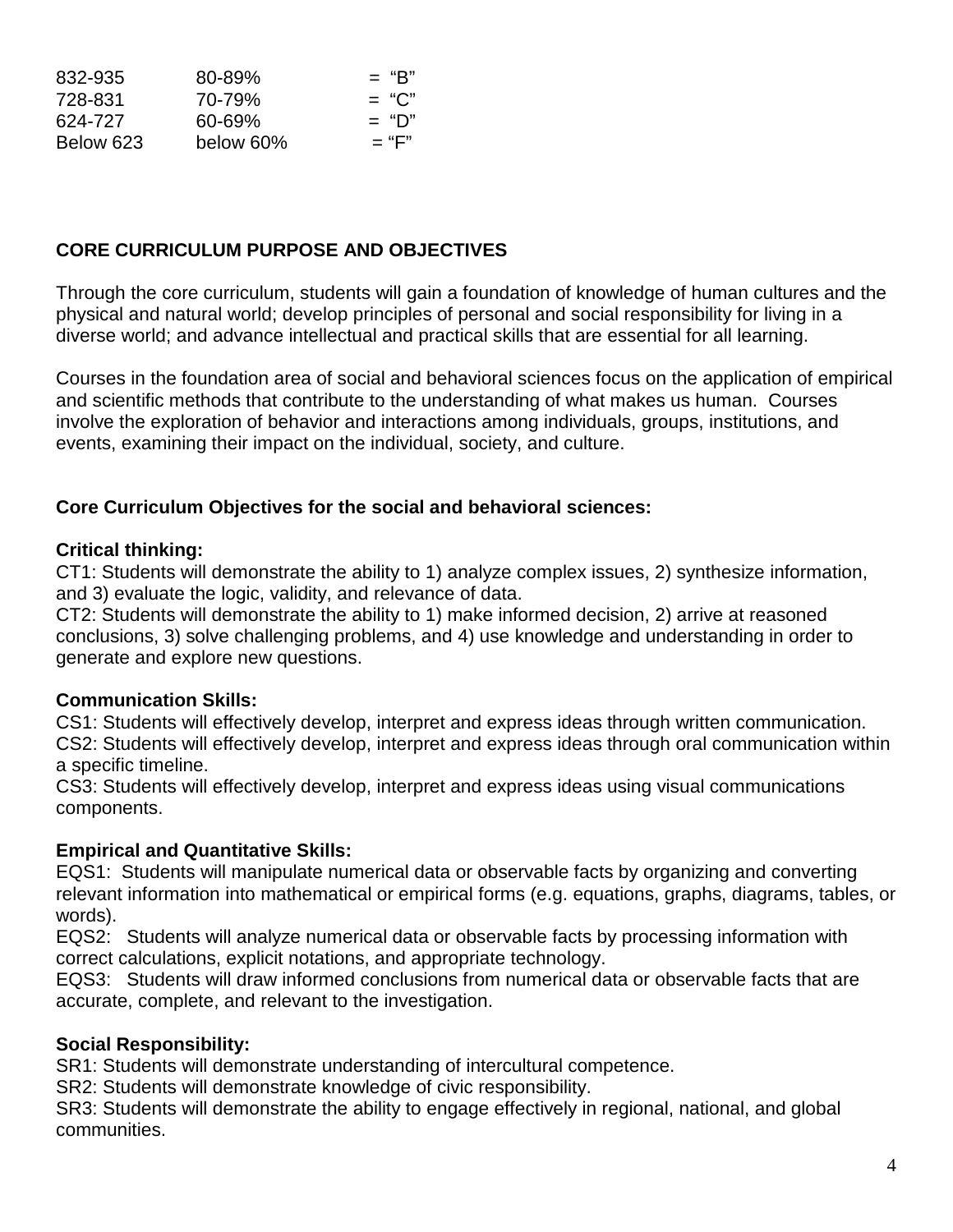| | | |
|---|---|---|
| 832-935 | 80-89% | = “B” |
| 728-831 | 70-79% | = “C” |
| 624-727 | 60-69% | = “D” |
| Below 623 | below 60% | = “F” |

## CORE CURRICULUM PURPOSE AND OBJECTIVES

Through the core curriculum, students will gain a foundation of knowledge of human cultures and the physical and natural world; develop principles of personal and social responsibility for living in a diverse world; and advance intellectual and practical skills that are essential for all learning.

Courses in the foundation area of social and behavioral sciences focus on the application of empirical and scientific methods that contribute to the understanding of what makes us human. Courses involve the exploration of behavior and interactions among individuals, groups, institutions, and events, examining their impact on the individual, society, and culture.

### Core Curriculum Objectives for the social and behavioral sciences:

**Critical thinking:**

CT1: Students will demonstrate the ability to 1) analyze complex issues, 2) synthesize information, and 3) evaluate the logic, validity, and relevance of data.

CT2: Students will demonstrate the ability to 1) make informed decision, 2) arrive at reasoned conclusions, 3) solve challenging problems, and 4) use knowledge and understanding in order to generate and explore new questions.

**Communication Skills:**

CS1: Students will effectively develop, interpret and express ideas through written communication.

CS2: Students will effectively develop, interpret and express ideas through oral communication within a specific timeline.

CS3: Students will effectively develop, interpret and express ideas using visual communications components.

**Empirical and Quantitative Skills:**

EQS1: Students will manipulate numerical data or observable facts by organizing and converting relevant information into mathematical or empirical forms (e.g. equations, graphs, diagrams, tables, or words).

EQS2: Students will analyze numerical data or observable facts by processing information with correct calculations, explicit notations, and appropriate technology.

EQS3: Students will draw informed conclusions from numerical data or observable facts that are accurate, complete, and relevant to the investigation.

**Social Responsibility:**

SR1: Students will demonstrate understanding of intercultural competence.

SR2: Students will demonstrate knowledge of civic responsibility.

SR3: Students will demonstrate the ability to engage effectively in regional, national, and global communities.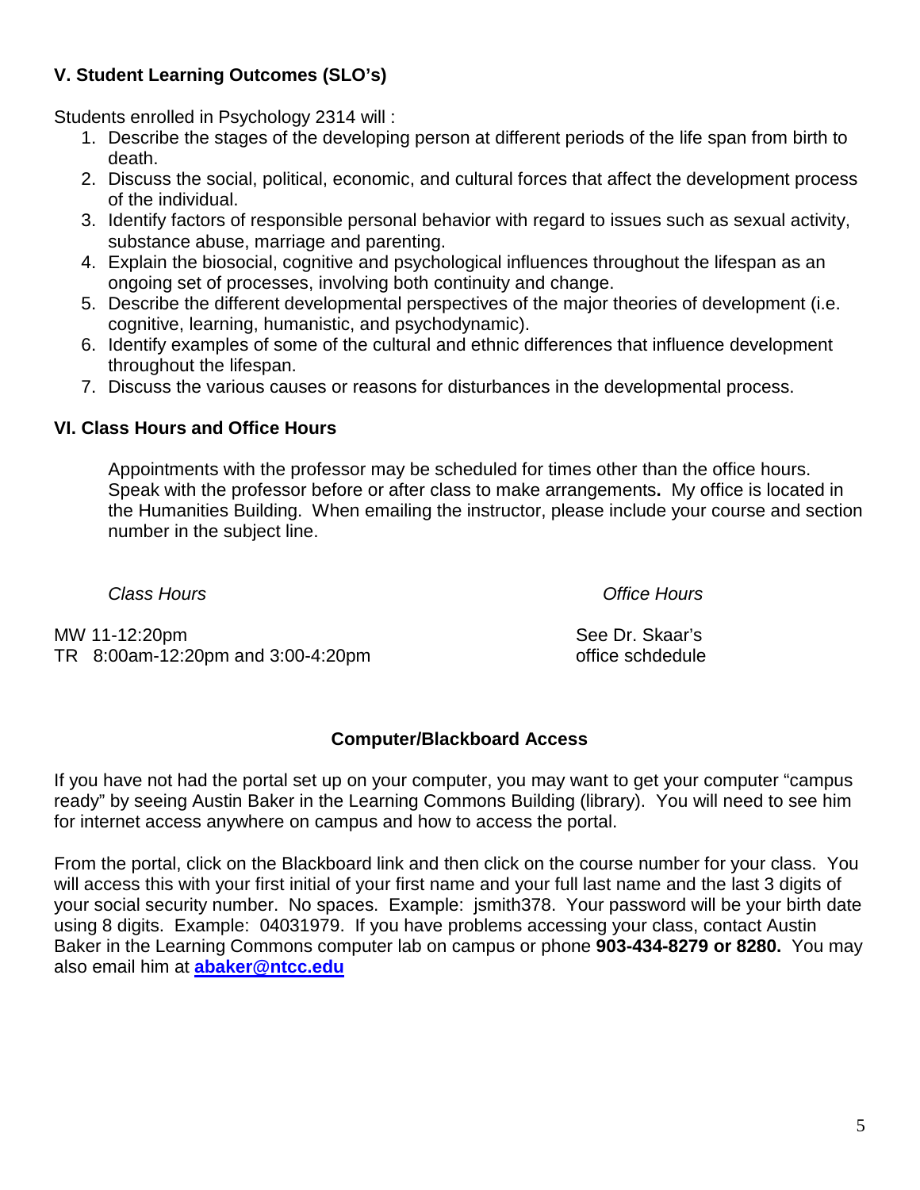### V. Student Learning Outcomes (SLO's)

Students enrolled in Psychology 2314 will :

1. Describe the stages of the developing person at different periods of the life span from birth to death.
2. Discuss the social, political, economic, and cultural forces that affect the development process of the individual.
3. Identify factors of responsible personal behavior with regard to issues such as sexual activity, substance abuse, marriage and parenting.
4. Explain the biosocial, cognitive and psychological influences throughout the lifespan as an ongoing set of processes, involving both continuity and change.
5. Describe the different developmental perspectives of the major theories of development (i.e. cognitive, learning, humanistic, and psychodynamic).
6. Identify examples of some of the cultural and ethnic differences that influence development throughout the lifespan.
7. Discuss the various causes or reasons for disturbances in the developmental process.

### VI. Class Hours and Office Hours

Appointments with the professor may be scheduled for times other than the office hours. Speak with the professor before or after class to make arrangements**.** My office is located in the Humanities Building. When emailing the instructor, please include your course and section number in the subject line.

| *Class Hours* | *Office Hours* |
| --- | --- |
| MW 11-12:20pm<br>TR 8:00am-12:20pm and 3:00-4:20pm | See Dr. Skaar's office schdedule |

**Computer/Blackboard Access**

If you have not had the portal set up on your computer, you may want to get your computer "campus ready" by seeing Austin Baker in the Learning Commons Building (library). You will need to see him for internet access anywhere on campus and how to access the portal.

From the portal, click on the Blackboard link and then click on the course number for your class. You will access this with your first initial of your first name and your full last name and the last 3 digits of your social security number. No spaces. Example: jsmith378. Your password will be your birth date using 8 digits. Example: 04031979. If you have problems accessing your class, contact Austin Baker in the Learning Commons computer lab on campus or phone **903-434-8279 or 8280.** You may also email him at **abaker@ntcc.edu**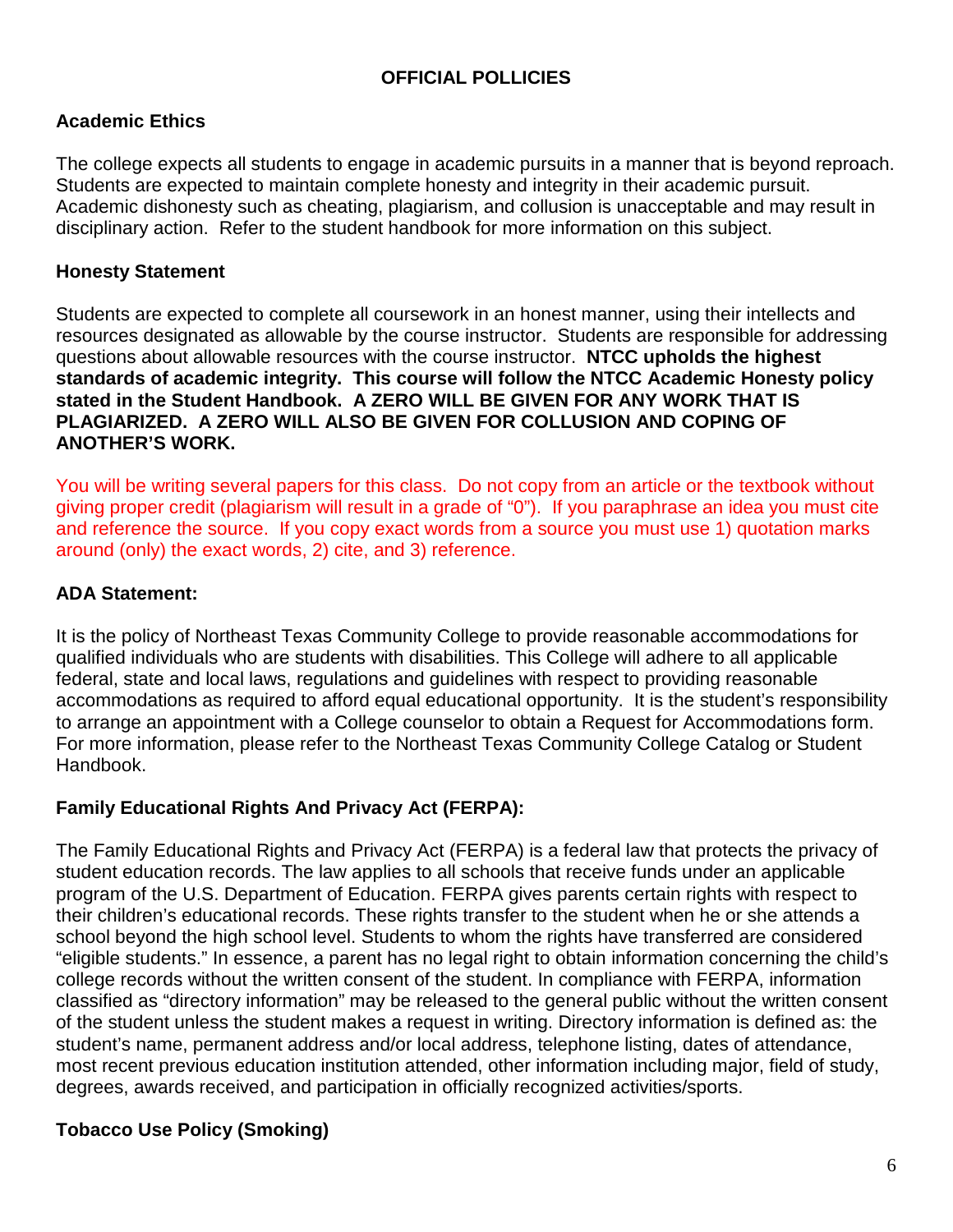## OFFICIAL POLLICIES

### Academic Ethics

The college expects all students to engage in academic pursuits in a manner that is beyond reproach. Students are expected to maintain complete honesty and integrity in their academic pursuit. Academic dishonesty such as cheating, plagiarism, and collusion is unacceptable and may result in disciplinary action. Refer to the student handbook for more information on this subject.

### Honesty Statement

Students are expected to complete all coursework in an honest manner, using their intellects and resources designated as allowable by the course instructor. Students are responsible for addressing questions about allowable resources with the course instructor. **NTCC upholds the highest standards of academic integrity. This course will follow the NTCC Academic Honesty policy stated in the Student Handbook. A ZERO WILL BE GIVEN FOR ANY WORK THAT IS PLAGIARIZED. A ZERO WILL ALSO BE GIVEN FOR COLLUSION AND COPING OF ANOTHER'S WORK.**

You will be writing several papers for this class. Do not copy from an article or the textbook without giving proper credit (plagiarism will result in a grade of "0"). If you paraphrase an idea you must cite and reference the source. If you copy exact words from a source you must use 1) quotation marks around (only) the exact words, 2) cite, and 3) reference.

### ADA Statement:

It is the policy of Northeast Texas Community College to provide reasonable accommodations for qualified individuals who are students with disabilities. This College will adhere to all applicable federal, state and local laws, regulations and guidelines with respect to providing reasonable accommodations as required to afford equal educational opportunity. It is the student's responsibility to arrange an appointment with a College counselor to obtain a Request for Accommodations form. For more information, please refer to the Northeast Texas Community College Catalog or Student Handbook.

### Family Educational Rights And Privacy Act (FERPA):

The Family Educational Rights and Privacy Act (FERPA) is a federal law that protects the privacy of student education records. The law applies to all schools that receive funds under an applicable program of the U.S. Department of Education. FERPA gives parents certain rights with respect to their children's educational records. These rights transfer to the student when he or she attends a school beyond the high school level. Students to whom the rights have transferred are considered "eligible students." In essence, a parent has no legal right to obtain information concerning the child's college records without the written consent of the student. In compliance with FERPA, information classified as "directory information" may be released to the general public without the written consent of the student unless the student makes a request in writing. Directory information is defined as: the student's name, permanent address and/or local address, telephone listing, dates of attendance, most recent previous education institution attended, other information including major, field of study, degrees, awards received, and participation in officially recognized activities/sports.

### Tobacco Use Policy (Smoking)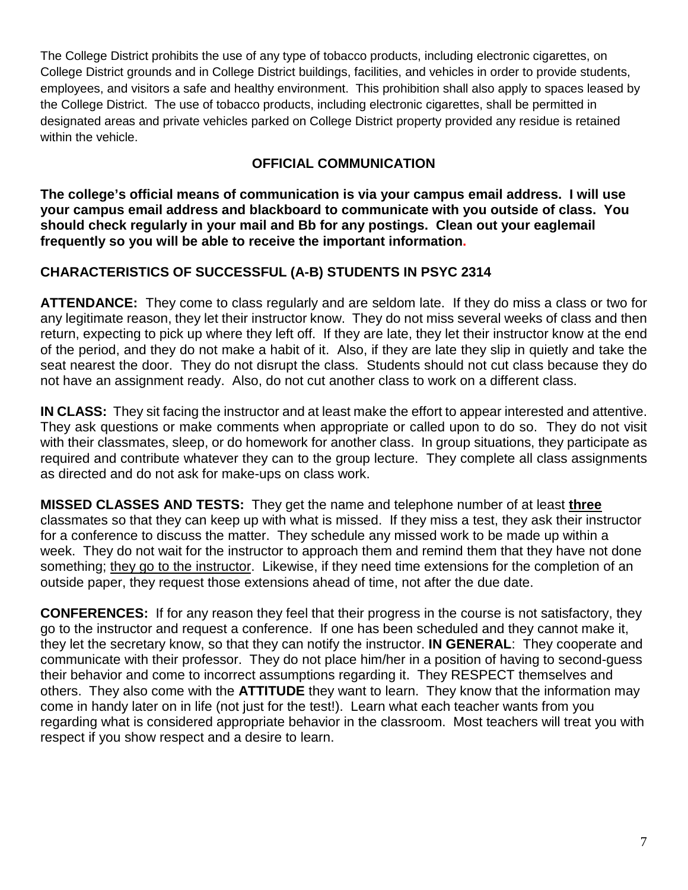The College District prohibits the use of any type of tobacco products, including electronic cigarettes, on College District grounds and in College District buildings, facilities, and vehicles in order to provide students, employees, and visitors a safe and healthy environment. This prohibition shall also apply to spaces leased by the College District. The use of tobacco products, including electronic cigarettes, shall be permitted in designated areas and private vehicles parked on College District property provided any residue is retained within the vehicle.

## OFFICIAL COMMUNICATION

**The college's official means of communication is via your campus email address. I will use your campus email address and blackboard to communicate with you outside of class. You should check regularly in your mail and Bb for any postings. Clean out your eaglemail frequently so you will be able to receive the important information.**

## CHARACTERISTICS OF SUCCESSFUL (A-B) STUDENTS IN PSYC 2314

**ATTENDANCE:** They come to class regularly and are seldom late. If they do miss a class or two for any legitimate reason, they let their instructor know. They do not miss several weeks of class and then return, expecting to pick up where they left off. If they are late, they let their instructor know at the end of the period, and they do not make a habit of it. Also, if they are late they slip in quietly and take the seat nearest the door. They do not disrupt the class. Students should not cut class because they do not have an assignment ready. Also, do not cut another class to work on a different class.

**IN CLASS:** They sit facing the instructor and at least make the effort to appear interested and attentive. They ask questions or make comments when appropriate or called upon to do so. They do not visit with their classmates, sleep, or do homework for another class. In group situations, they participate as required and contribute whatever they can to the group lecture. They complete all class assignments as directed and do not ask for make-ups on class work.

**MISSED CLASSES AND TESTS:** They get the name and telephone number of at least **three** classmates so that they can keep up with what is missed. If they miss a test, they ask their instructor for a conference to discuss the matter. They schedule any missed work to be made up within a week. They do not wait for the instructor to approach them and remind them that they have not done something; they go to the instructor. Likewise, if they need time extensions for the completion of an outside paper, they request those extensions ahead of time, not after the due date.

**CONFERENCES:** If for any reason they feel that their progress in the course is not satisfactory, they go to the instructor and request a conference. If one has been scheduled and they cannot make it, they let the secretary know, so that they can notify the instructor. **IN GENERAL**: They cooperate and communicate with their professor. They do not place him/her in a position of having to second-guess their behavior and come to incorrect assumptions regarding it. They RESPECT themselves and others. They also come with the **ATTITUDE** they want to learn. They know that the information may come in handy later on in life (not just for the test!). Learn what each teacher wants from you regarding what is considered appropriate behavior in the classroom. Most teachers will treat you with respect if you show respect and a desire to learn.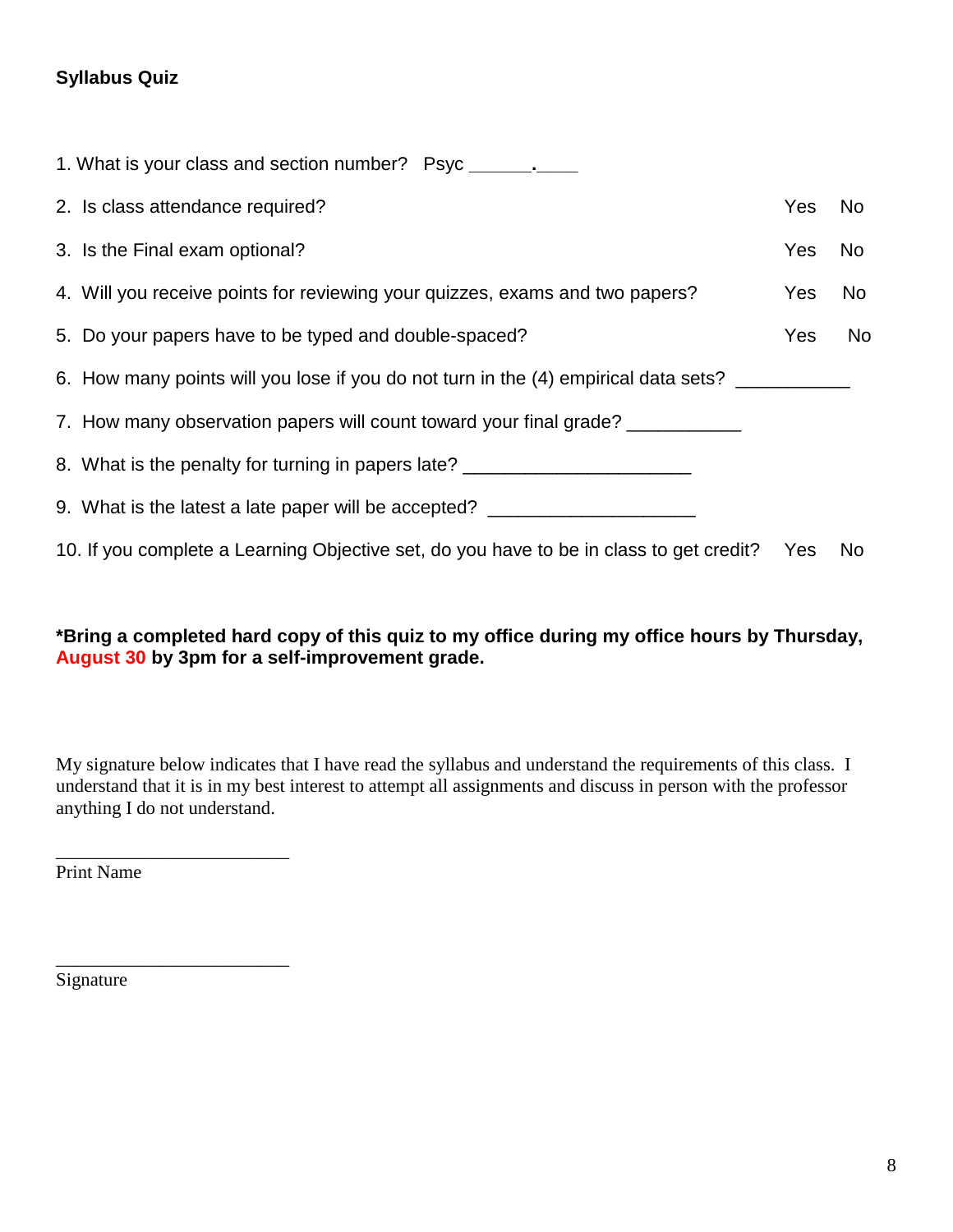**Syllabus Quiz**

1. What is your class and section number? Psyc ______.____
2. Is class attendance required? Yes No
3. Is the Final exam optional? Yes No
4. Will you receive points for reviewing your quizzes, exams and two papers? Yes No
5. Do your papers have to be typed and double-spaced? Yes No
6. How many points will you lose if you do not turn in the (4) empirical data sets? ___________
7. How many observation papers will count toward your final grade? ___________
8. What is the penalty for turning in papers late? ______________________
9. What is the latest a late paper will be accepted? ____________________
10. If you complete a Learning Objective set, do you have to be in class to get credit? Yes No

**\*Bring a completed hard copy of this quiz to my office during my office hours by Thursday, August 30 by 3pm for a self-improvement grade.**

My signature below indicates that I have read the syllabus and understand the requirements of this class. I understand that it is in my best interest to attempt all assignments and discuss in person with the professor anything I do not understand.

_________________________

Print Name

_________________________

Signature